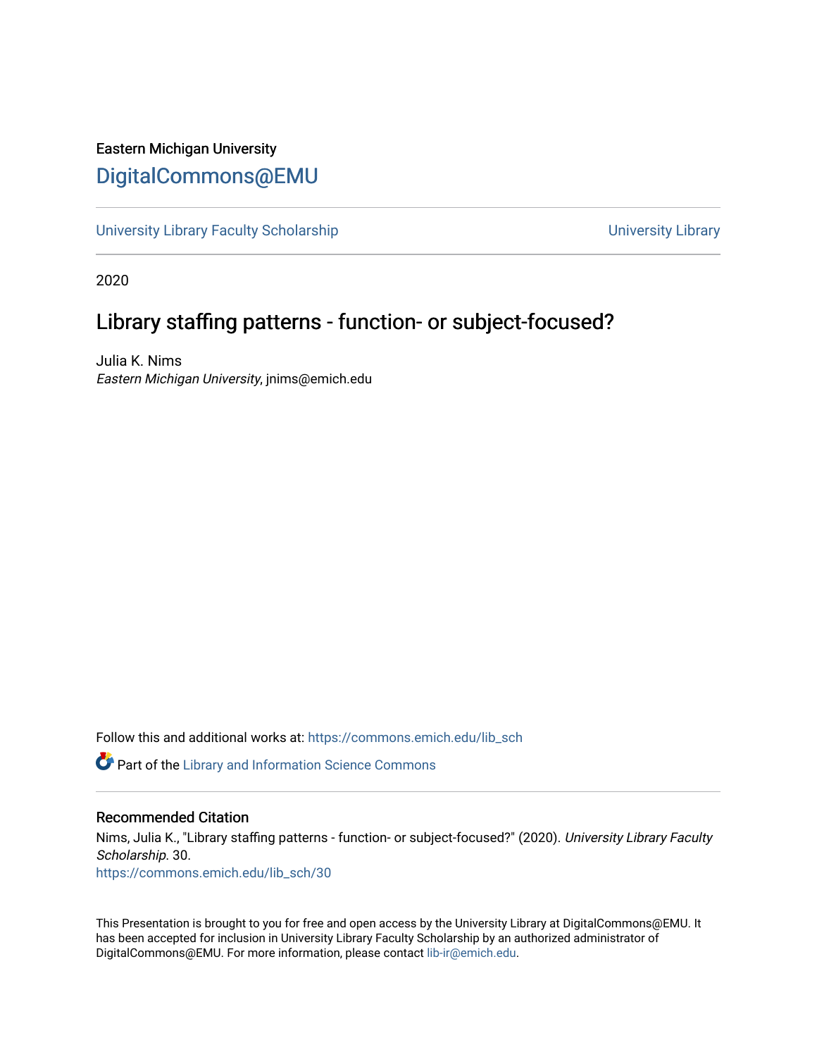Eastern Michigan University

# DigitalCommons@EMU

University Library Faculty Scholarship | University Library

2020

## Library staffing patterns - function- or subject-focused?

Julia K. Nims
*Eastern Michigan University*, jnims@emich.edu

Follow this and additional works at: https://commons.emich.edu/lib_sch

Part of the Library and Information Science Commons

### Recommended Citation

Nims, Julia K., "Library staffing patterns - function- or subject-focused?" (2020). *University Library Faculty Scholarship*. 30.
https://commons.emich.edu/lib_sch/30

This Presentation is brought to you for free and open access by the University Library at DigitalCommons@EMU. It has been accepted for inclusion in University Library Faculty Scholarship by an authorized administrator of DigitalCommons@EMU. For more information, please contact lib-ir@emich.edu.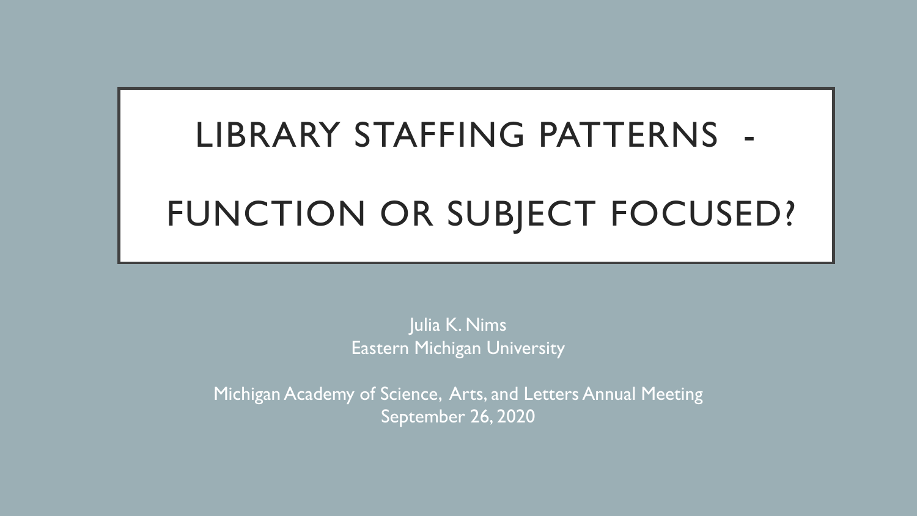# LIBRARY STAFFING PATTERNS - FUNCTION OR SUBJECT FOCUSED?

Julia K. Nims
Eastern Michigan University

Michigan Academy of Science, Arts, and Letters Annual Meeting
September 26, 2020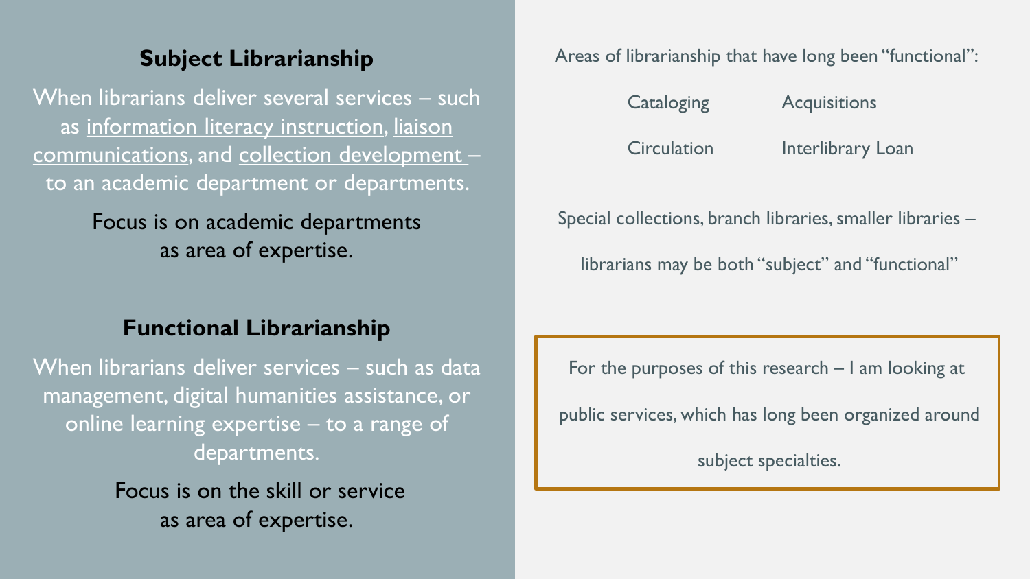## Subject Librarianship

When librarians deliver several services – such as information literacy instruction, liaison communications, and collection development – to an academic department or departments.

Focus is on academic departments as area of expertise.

## Functional Librarianship

When librarians deliver services – such as data management, digital humanities assistance, or online learning expertise – to a range of departments.

Focus is on the skill or service as area of expertise.

Areas of librarianship that have long been "functional":

- Cataloging
- Acquisitions
- Circulation
- Interlibrary Loan

Special collections, branch libraries, smaller libraries – librarians may be both "subject" and "functional"

For the purposes of this research – I am looking at public services, which has long been organized around subject specialties.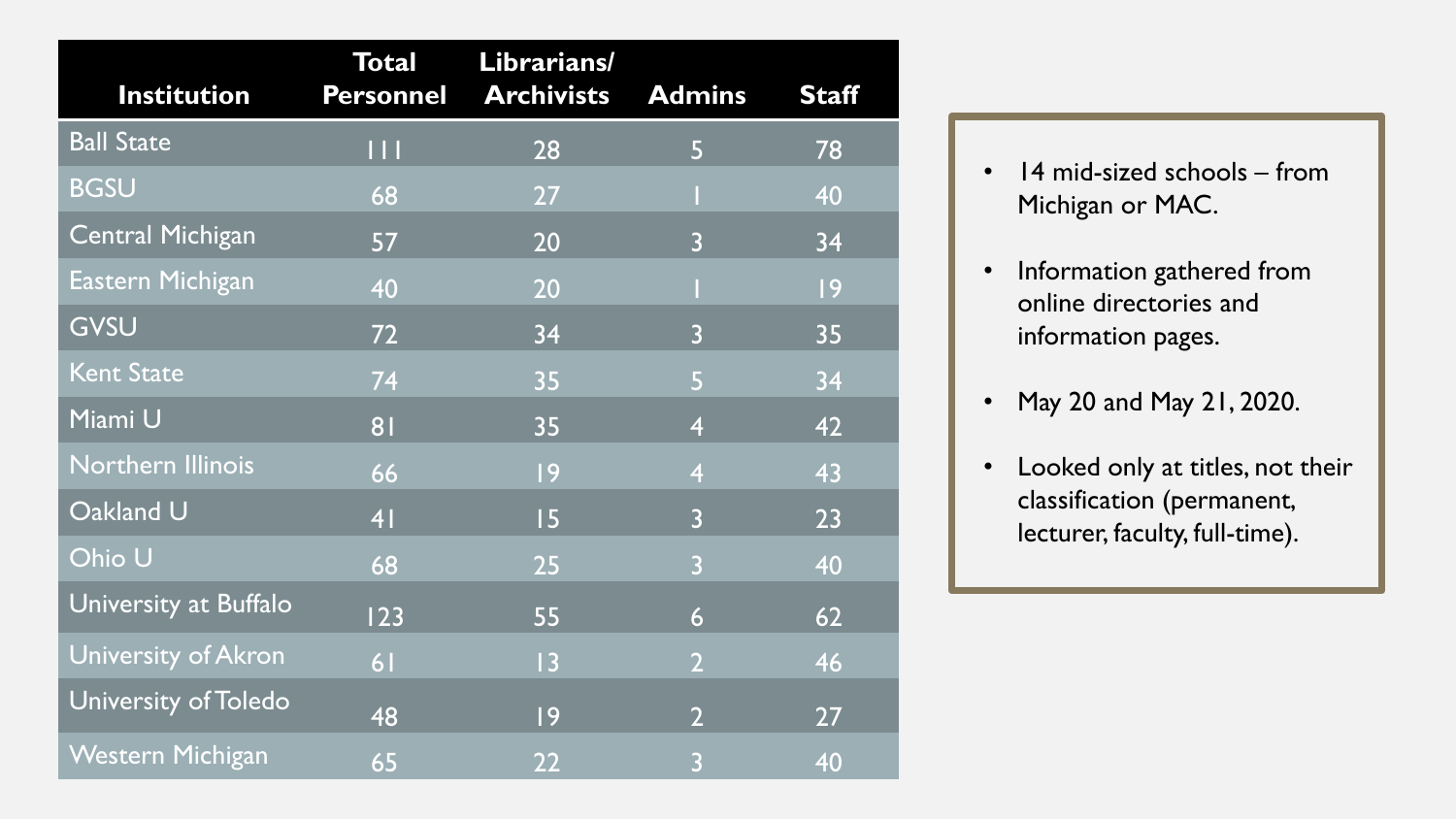| Institution | Total Personnel | Librarians/ Archivists | Admins | Staff |
|---|---|---|---|---|
| Ball State | 111 | 28 | 5 | 78 |
| BGSU | 68 | 27 | 1 | 40 |
| Central Michigan | 57 | 20 | 3 | 34 |
| Eastern Michigan | 40 | 20 | 1 | 19 |
| GVSU | 72 | 34 | 3 | 35 |
| Kent State | 74 | 35 | 5 | 34 |
| Miami U | 81 | 35 | 4 | 42 |
| Northern Illinois | 66 | 19 | 4 | 43 |
| Oakland U | 41 | 15 | 3 | 23 |
| Ohio U | 68 | 25 | 3 | 40 |
| University at Buffalo | 123 | 55 | 6 | 62 |
| University of Akron | 61 | 13 | 2 | 46 |
| University of Toledo | 48 | 19 | 2 | 27 |
| Western Michigan | 65 | 22 | 3 | 40 |

- 14 mid-sized schools – from Michigan or MAC.
- Information gathered from online directories and information pages.
- May 20 and May 21, 2020.
- Looked only at titles, not their classification (permanent, lecturer, faculty, full-time).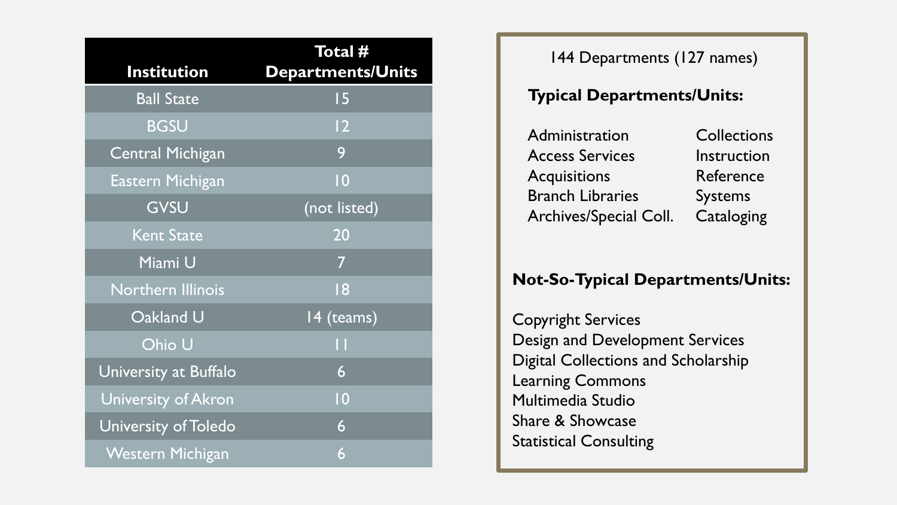| Institution | Total # Departments/Units |
| --- | --- |
| Ball State | 15 |
| BGSU | 12 |
| Central Michigan | 9 |
| Eastern Michigan | 10 |
| GVSU | (not listed) |
| Kent State | 20 |
| Miami U | 7 |
| Northern Illinois | 18 |
| Oakland U | 14 (teams) |
| Ohio U | 11 |
| University at Buffalo | 6 |
| University of Akron | 10 |
| University of Toledo | 6 |
| Western Michigan | 6 |

144 Departments (127 names)

**Typical Departments/Units:**

- Administration
- Access Services
- Acquisitions
- Branch Libraries
- Archives/Special Coll.
- Collections
- Instruction
- Reference
- Systems
- Cataloging

**Not-So-Typical Departments/Units:**

- Copyright Services
- Design and Development Services
- Digital Collections and Scholarship
- Learning Commons
- Multimedia Studio
- Share & Showcase
- Statistical Consulting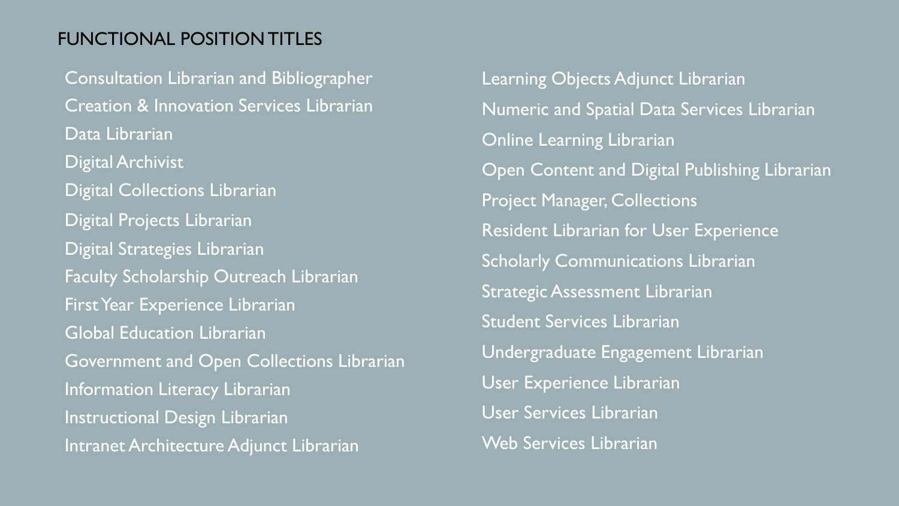## FUNCTIONAL POSITION TITLES

- Consultation Librarian and Bibliographer
- Creation & Innovation Services Librarian
- Data Librarian
- Digital Archivist
- Digital Collections Librarian
- Digital Projects Librarian
- Digital Strategies Librarian
- Faculty Scholarship Outreach Librarian
- First Year Experience Librarian
- Global Education Librarian
- Government and Open Collections Librarian
- Information Literacy Librarian
- Instructional Design Librarian
- Intranet Architecture Adjunct Librarian
- Learning Objects Adjunct Librarian
- Numeric and Spatial Data Services Librarian
- Online Learning Librarian
- Open Content and Digital Publishing Librarian
- Project Manager, Collections
- Resident Librarian for User Experience
- Scholarly Communications Librarian
- Strategic Assessment Librarian
- Student Services Librarian
- Undergraduate Engagement Librarian
- User Experience Librarian
- User Services Librarian
- Web Services Librarian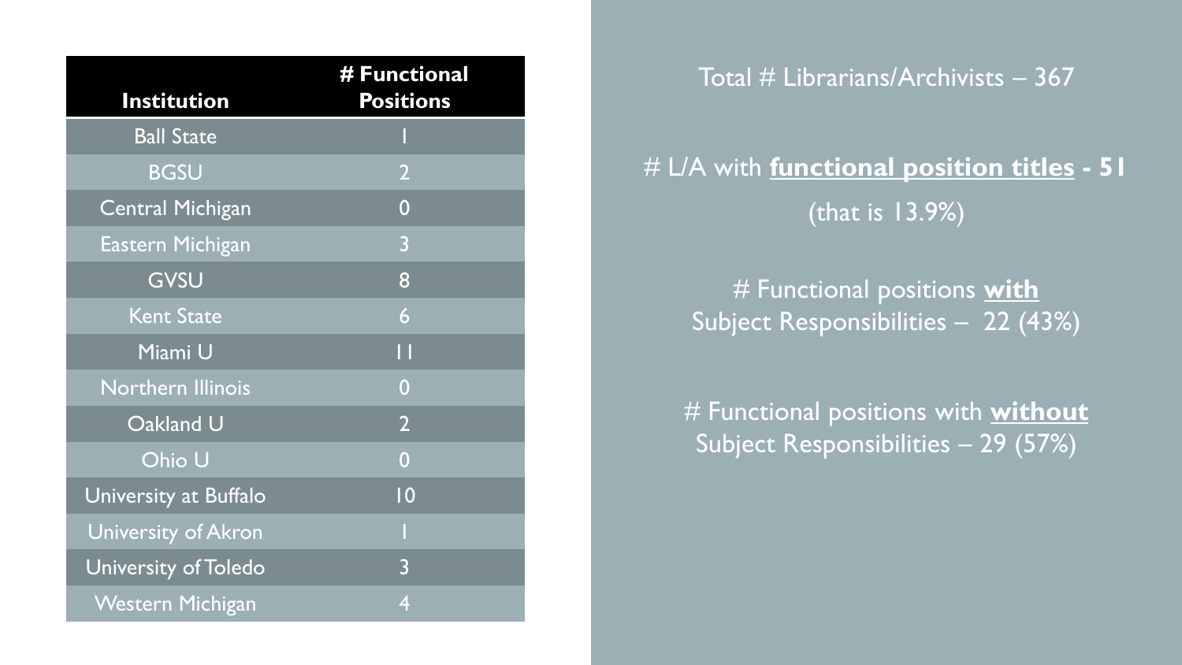| Institution | # Functional Positions |
|---|---|
| Ball State | 1 |
| BGSU | 2 |
| Central Michigan | 0 |
| Eastern Michigan | 3 |
| GVSU | 8 |
| Kent State | 6 |
| Miami U | 11 |
| Northern Illinois | 0 |
| Oakland U | 2 |
| Ohio U | 0 |
| University at Buffalo | 10 |
| University of Akron | 1 |
| University of Toledo | 3 |
| Western Michigan | 4 |

Total # Librarians/Archivists – 367

# L/A with **functional position titles - 51**

(that is 13.9%)

# Functional positions **with** Subject Responsibilities – 22 (43%)

# Functional positions with **without** Subject Responsibilities – 29 (57%)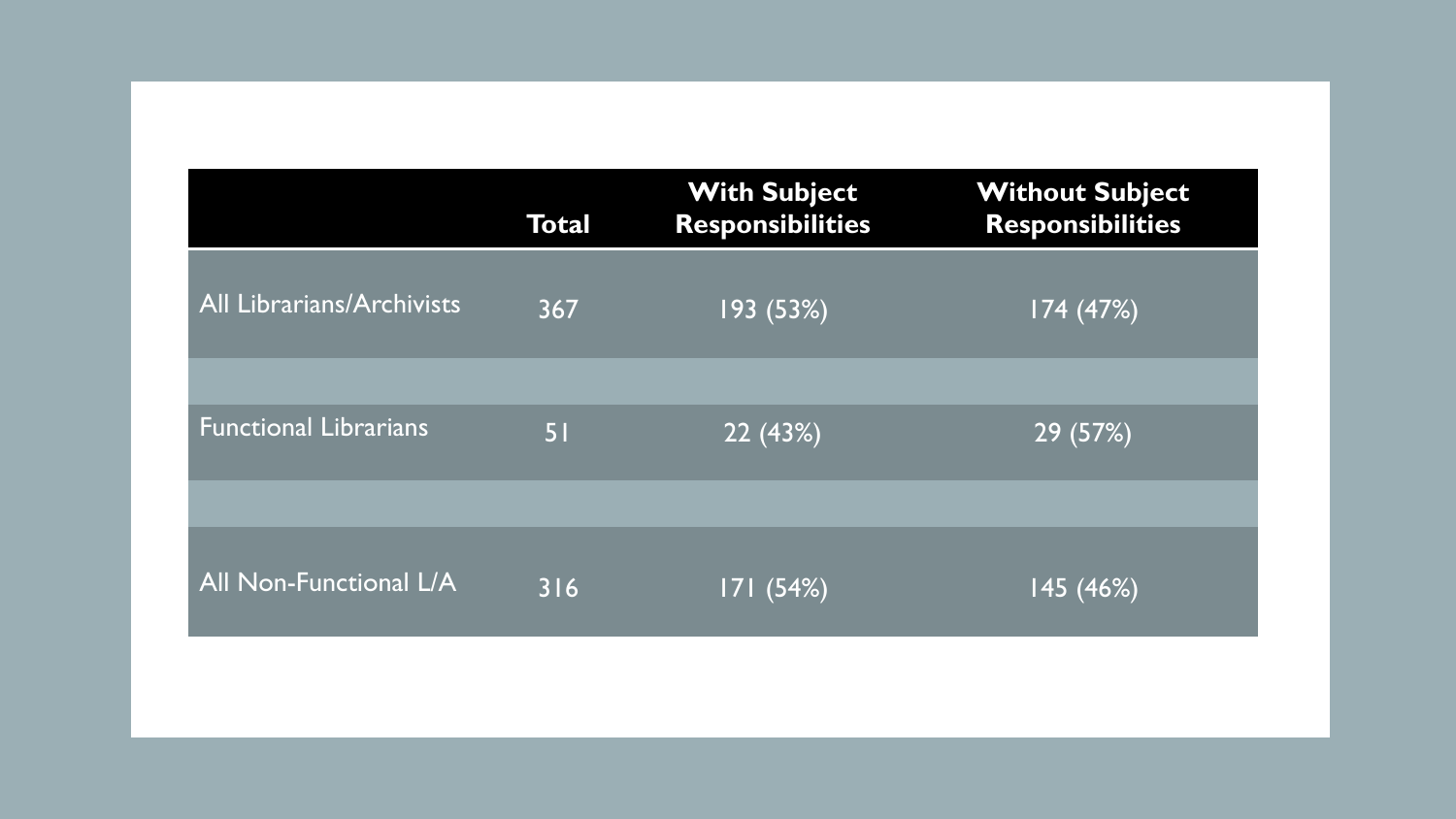| | Total | With Subject Responsibilities | Without Subject Responsibilities |
|---|---|---|---|
| All Librarians/Archivists | 367 | 193 (53%) | 174 (47%) |
| Functional Librarians | 51 | 22 (43%) | 29 (57%) |
| All Non-Functional L/A | 316 | 171 (54%) | 145 (46%) |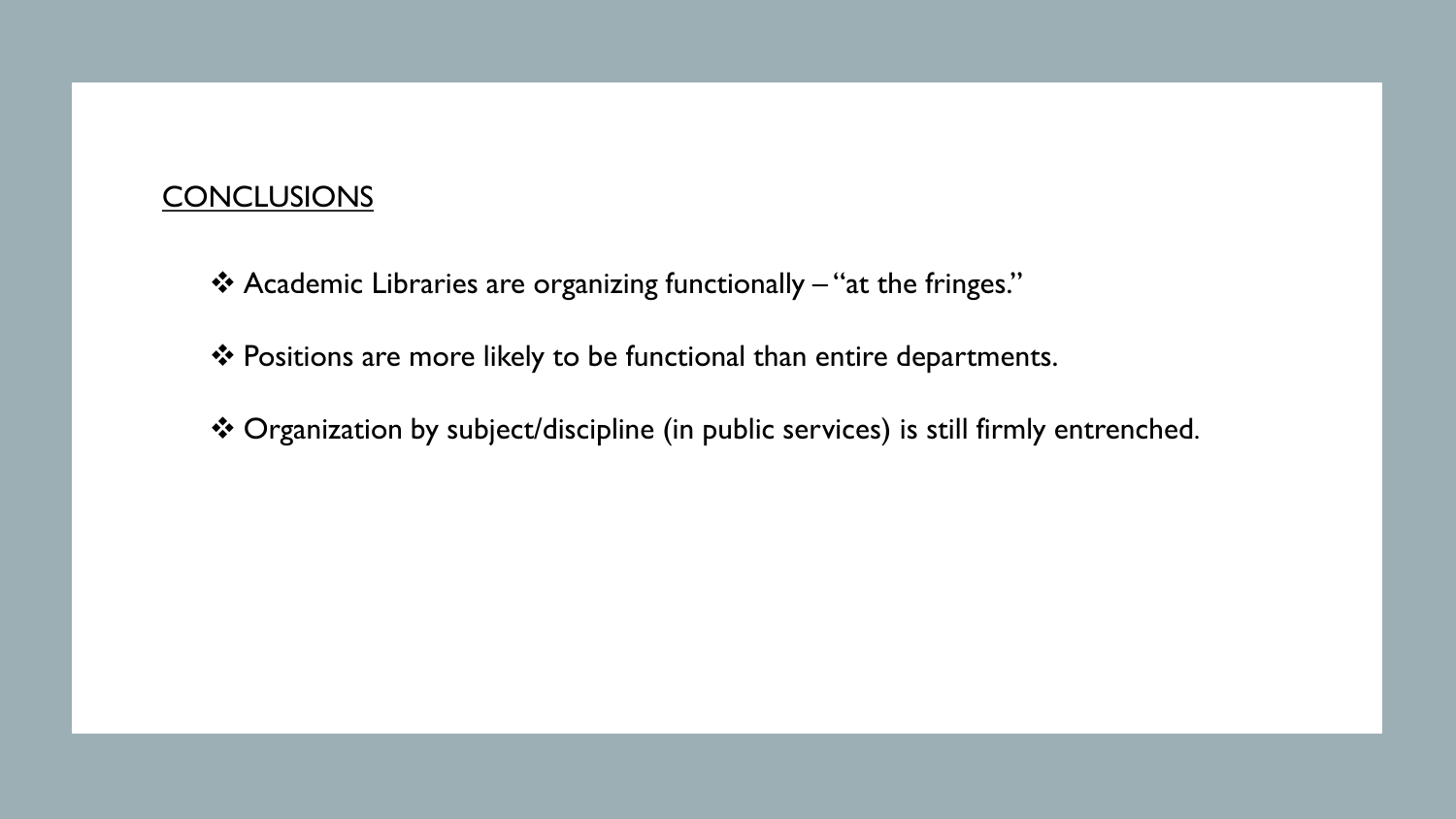## CONCLUSIONS

- Academic Libraries are organizing functionally – "at the fringes."
- Positions are more likely to be functional than entire departments.
- Organization by subject/discipline (in public services) is still firmly entrenched.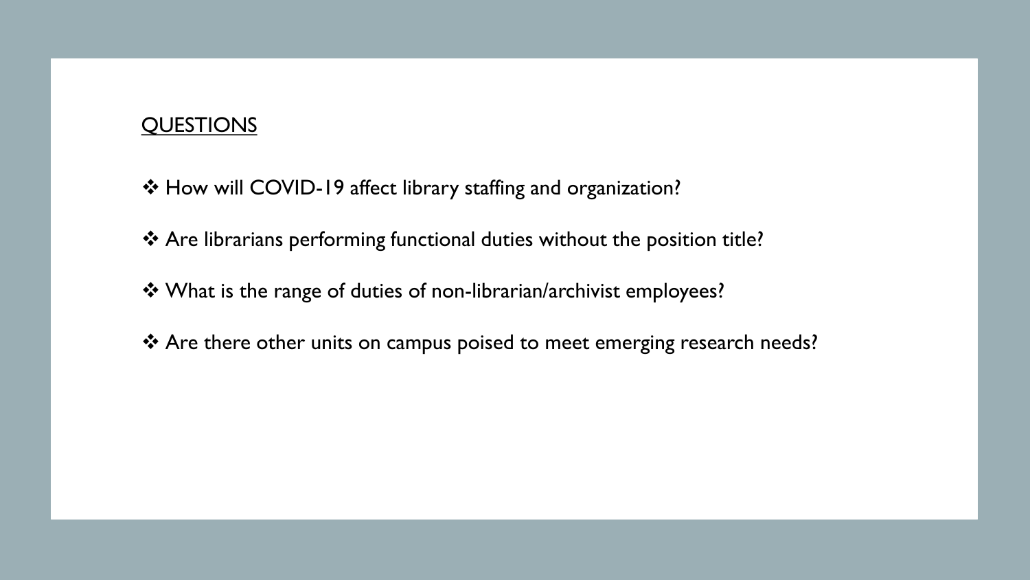## QUESTIONS

- ❖ How will COVID-19 affect library staffing and organization?
- ❖ Are librarians performing functional duties without the position title?
- ❖ What is the range of duties of non-librarian/archivist employees?
- ❖ Are there other units on campus poised to meet emerging research needs?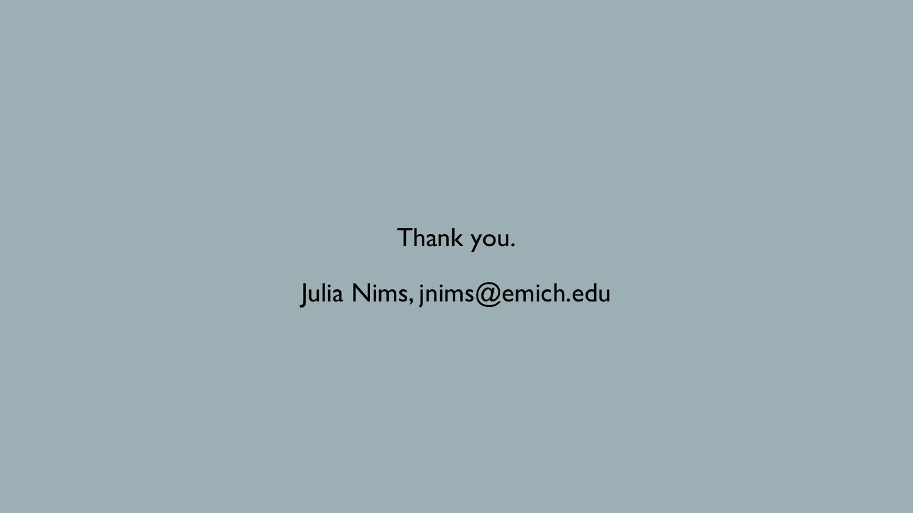Thank you.

Julia Nims, jnims@emich.edu